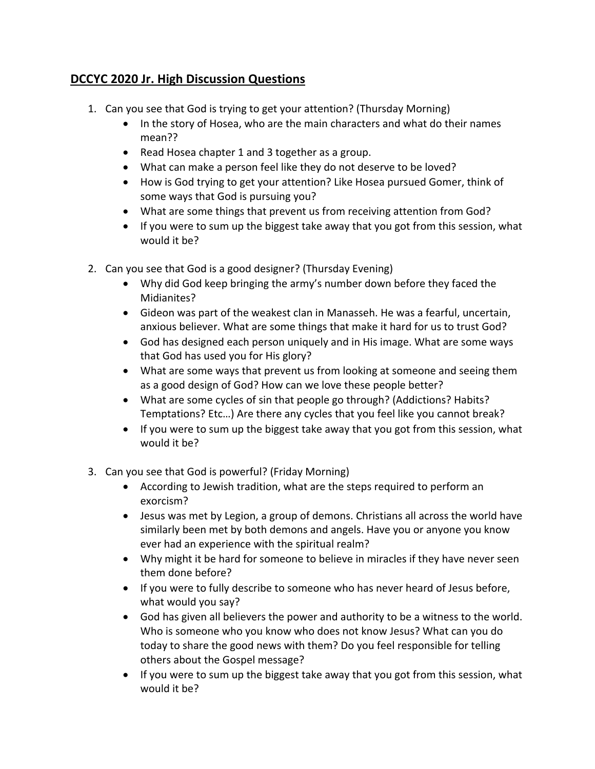## **DCCYC 2020 Jr. High Discussion Questions**

1. Can you see that God is trying to get your attention? (Thursday Morning)
    - In the story of Hosea, who are the main characters and what do their names mean??
    - Read Hosea chapter 1 and 3 together as a group.
    - What can make a person feel like they do not deserve to be loved?
    - How is God trying to get your attention? Like Hosea pursued Gomer, think of some ways that God is pursuing you?
    - What are some things that prevent us from receiving attention from God?
    - If you were to sum up the biggest take away that you got from this session, what would it be?

2. Can you see that God is a good designer? (Thursday Evening)
    - Why did God keep bringing the army's number down before they faced the Midianites?
    - Gideon was part of the weakest clan in Manasseh. He was a fearful, uncertain, anxious believer. What are some things that make it hard for us to trust God?
    - God has designed each person uniquely and in His image. What are some ways that God has used you for His glory?
    - What are some ways that prevent us from looking at someone and seeing them as a good design of God? How can we love these people better?
    - What are some cycles of sin that people go through? (Addictions? Habits? Temptations? Etc…) Are there any cycles that you feel like you cannot break?
    - If you were to sum up the biggest take away that you got from this session, what would it be?

3. Can you see that God is powerful? (Friday Morning)
    - According to Jewish tradition, what are the steps required to perform an exorcism?
    - Jesus was met by Legion, a group of demons. Christians all across the world have similarly been met by both demons and angels. Have you or anyone you know ever had an experience with the spiritual realm?
    - Why might it be hard for someone to believe in miracles if they have never seen them done before?
    - If you were to fully describe to someone who has never heard of Jesus before, what would you say?
    - God has given all believers the power and authority to be a witness to the world. Who is someone who you know who does not know Jesus? What can you do today to share the good news with them? Do you feel responsible for telling others about the Gospel message?
    - If you were to sum up the biggest take away that you got from this session, what would it be?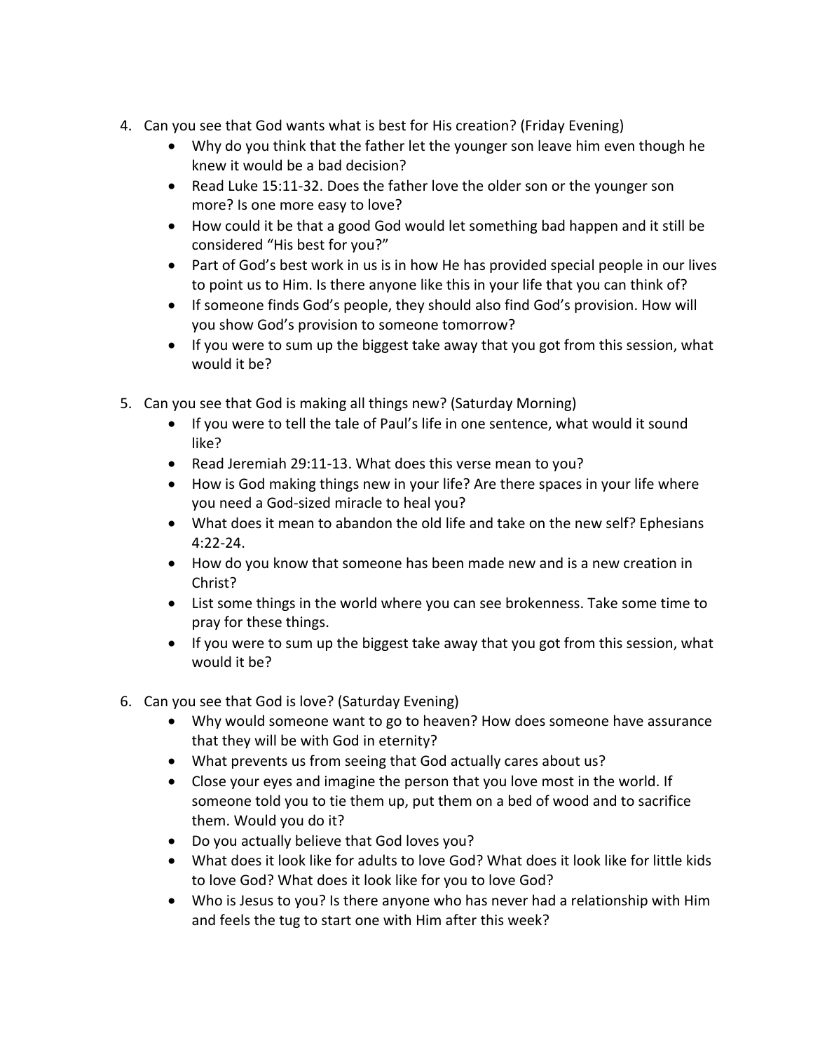4. Can you see that God wants what is best for His creation? (Friday Evening)
    - Why do you think that the father let the younger son leave him even though he knew it would be a bad decision?
    - Read Luke 15:11-32. Does the father love the older son or the younger son more? Is one more easy to love?
    - How could it be that a good God would let something bad happen and it still be considered "His best for you?"
    - Part of God's best work in us is in how He has provided special people in our lives to point us to Him. Is there anyone like this in your life that you can think of?
    - If someone finds God's people, they should also find God's provision. How will you show God's provision to someone tomorrow?
    - If you were to sum up the biggest take away that you got from this session, what would it be?

5. Can you see that God is making all things new? (Saturday Morning)
    - If you were to tell the tale of Paul's life in one sentence, what would it sound like?
    - Read Jeremiah 29:11-13. What does this verse mean to you?
    - How is God making things new in your life? Are there spaces in your life where you need a God-sized miracle to heal you?
    - What does it mean to abandon the old life and take on the new self? Ephesians 4:22-24.
    - How do you know that someone has been made new and is a new creation in Christ?
    - List some things in the world where you can see brokenness. Take some time to pray for these things.
    - If you were to sum up the biggest take away that you got from this session, what would it be?

6. Can you see that God is love? (Saturday Evening)
    - Why would someone want to go to heaven? How does someone have assurance that they will be with God in eternity?
    - What prevents us from seeing that God actually cares about us?
    - Close your eyes and imagine the person that you love most in the world. If someone told you to tie them up, put them on a bed of wood and to sacrifice them. Would you do it?
    - Do you actually believe that God loves you?
    - What does it look like for adults to love God? What does it look like for little kids to love God? What does it look like for you to love God?
    - Who is Jesus to you? Is there anyone who has never had a relationship with Him and feels the tug to start one with Him after this week?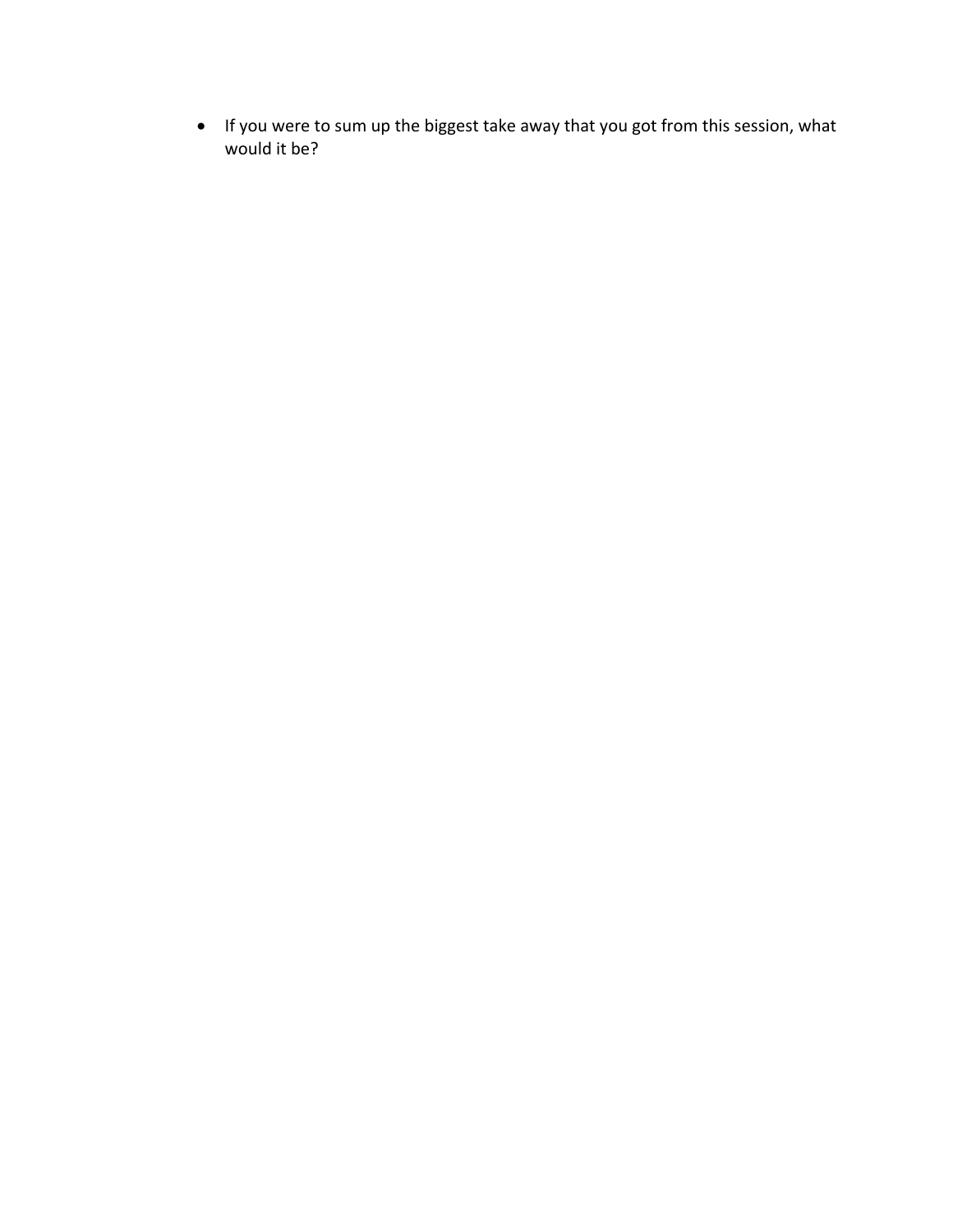- If you were to sum up the biggest take away that you got from this session, what would it be?